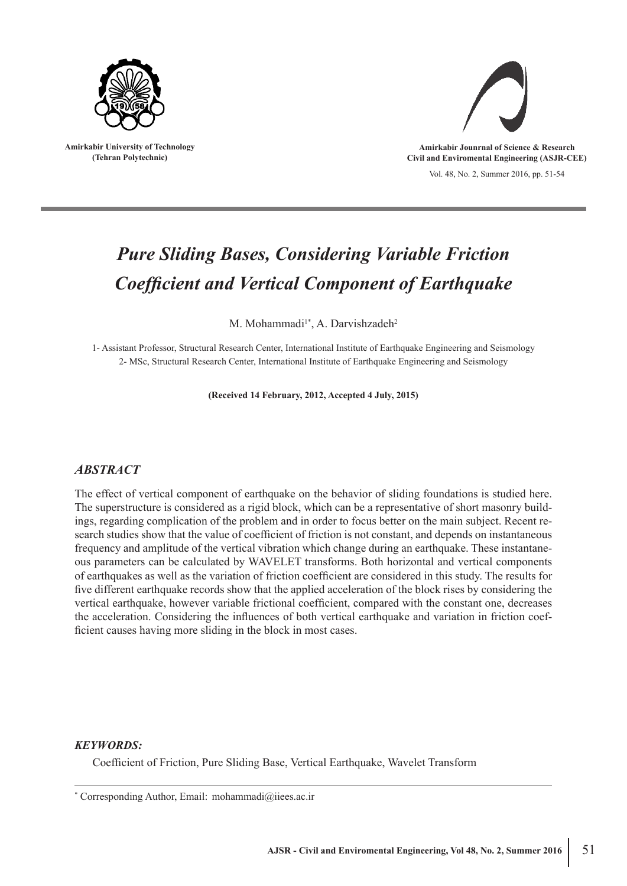Amirkabir University of Technology
(Tehran Polytechnic)

Amirkabir Jounrnal of Science & Research
Civil and Enviromental Engineering (ASJR-CEE)

Vol. 48, No. 2, Summer 2016, pp. 51-54

# *Pure Sliding Bases, Considering Variable Friction Coefficient and Vertical Component of Earthquake*

M. Mohammadi[1*], A. Darvishzadeh[2]

1- Assistant Professor, Structural Research Center, International Institute of Earthquake Engineering and Seismology
2- MSc, Structural Research Center, International Institute of Earthquake Engineering and Seismology

**(Received 14 February, 2012, Accepted 4 July, 2015)**

## *ABSTRACT*

The effect of vertical component of earthquake on the behavior of sliding foundations is studied here. The superstructure is considered as a rigid block, which can be a representative of short masonry buildings, regarding complication of the problem and in order to focus better on the main subject. Recent research studies show that the value of coefficient of friction is not constant, and depends on instantaneous frequency and amplitude of the vertical vibration which change during an earthquake. These instantaneous parameters can be calculated by WAVELET transforms. Both horizontal and vertical components of earthquakes as well as the variation of friction coefficient are considered in this study. The results for five different earthquake records show that the applied acceleration of the block rises by considering the vertical earthquake, however variable frictional coefficient, compared with the constant one, decreases the acceleration. Considering the influences of both vertical earthquake and variation in friction coefficient causes having more sliding in the block in most cases.

### *KEYWORDS:*

Coefficient of Friction, Pure Sliding Base, Vertical Earthquake, Wavelet Transform

[*] Corresponding Author, Email: mohammadi@iiees.ac.ir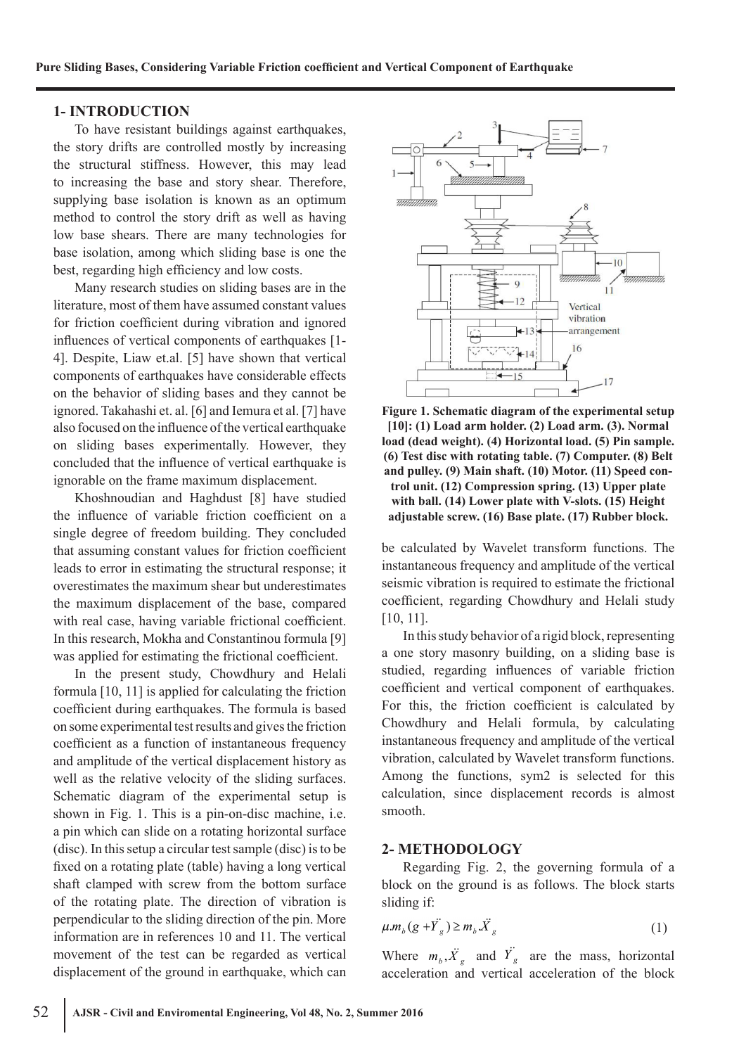## 1- INTRODUCTION

To have resistant buildings against earthquakes, the story drifts are controlled mostly by increasing the structural stiffness. However, this may lead to increasing the base and story shear. Therefore, supplying base isolation is known as an optimum method to control the story drift as well as having low base shears. There are many technologies for base isolation, among which sliding base is one the best, regarding high efficiency and low costs.

Many research studies on sliding bases are in the literature, most of them have assumed constant values for friction coefficient during vibration and ignored influences of vertical components of earthquakes [1-4]. Despite, Liaw et.al. [5] have shown that vertical components of earthquakes have considerable effects on the behavior of sliding bases and they cannot be ignored. Takahashi et. al. [6] and Iemura et al. [7] have also focused on the influence of the vertical earthquake on sliding bases experimentally. However, they concluded that the influence of vertical earthquake is ignorable on the frame maximum displacement.

Khoshnoudian and Haghdust [8] have studied the influence of variable friction coefficient on a single degree of freedom building. They concluded that assuming constant values for friction coefficient leads to error in estimating the structural response; it overestimates the maximum shear but underestimates the maximum displacement of the base, compared with real case, having variable frictional coefficient. In this research, Mokha and Constantinou formula [9] was applied for estimating the frictional coefficient.

In the present study, Chowdhury and Helali formula [10, 11] is applied for calculating the friction coefficient during earthquakes. The formula is based on some experimental test results and gives the friction coefficient as a function of instantaneous frequency and amplitude of the vertical displacement history as well as the relative velocity of the sliding surfaces. Schematic diagram of the experimental setup is shown in Fig. 1. This is a pin-on-disc machine, i.e. a pin which can slide on a rotating horizontal surface (disc). In this setup a circular test sample (disc) is to be fixed on a rotating plate (table) having a long vertical shaft clamped with screw from the bottom surface of the rotating plate. The direction of vibration is perpendicular to the sliding direction of the pin. More information are in references 10 and 11. The vertical movement of the test can be regarded as vertical displacement of the ground in earthquake, which can be calculated by Wavelet transform functions. The instantaneous frequency and amplitude of the vertical seismic vibration is required to estimate the frictional coefficient, regarding Chowdhury and Helali study [10, 11].

**Figure 1. Schematic diagram of the experimental setup [10]: (1) Load arm holder. (2) Load arm. (3). Normal load (dead weight). (4) Horizontal load. (5) Pin sample. (6) Test disc with rotating table. (7) Computer. (8) Belt and pulley. (9) Main shaft. (10) Motor. (11) Speed control unit. (12) Compression spring. (13) Upper plate with ball. (14) Lower plate with V-slots. (15) Height adjustable screw. (16) Base plate. (17) Rubber block.**

In this study behavior of a rigid block, representing a one story masonry building, on a sliding base is studied, regarding influences of variable friction coefficient and vertical component of earthquakes. For this, the friction coefficient is calculated by Chowdhury and Helali formula, by calculating instantaneous frequency and amplitude of the vertical vibration, calculated by Wavelet transform functions. Among the functions, sym2 is selected for this calculation, since displacement records is almost smooth.

## 2- METHODOLOGY

Regarding Fig. 2, the governing formula of a block on the ground is as follows. The block starts sliding if:

$$\mu . m_b (g + \ddot{Y}_g) \geq m_b . \ddot{X}_g \tag{1}$$

Where $m_b, \ddot{X}_g$ and $\ddot{Y}_g$ are the mass, horizontal acceleration and vertical acceleration of the block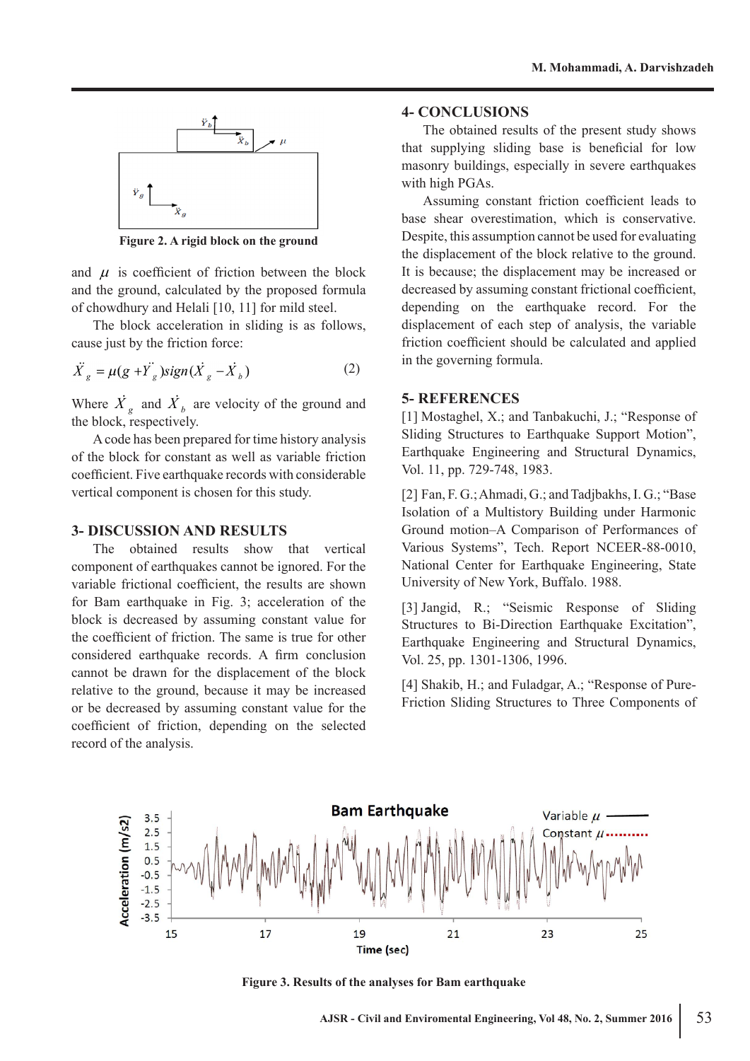Figure 2. A rigid block on the ground

and $\mu$ is coefficient of friction between the block and the ground, calculated by the proposed formula of chowdhury and Helali [10, 11] for mild steel.

The block acceleration in sliding is as follows, cause just by the friction force:

$$\ddot{X}_g = \mu(g + \ddot{Y}_g)sign(\dot{X}_g - \dot{X}_b) \quad (2)$$

Where $\dot{X}_g$ and $\dot{X}_b$ are velocity of the ground and the block, respectively.

A code has been prepared for time history analysis of the block for constant as well as variable friction coefficient. Five earthquake records with considerable vertical component is chosen for this study.

## 3- DISCUSSION AND RESULTS

The obtained results show that vertical component of earthquakes cannot be ignored. For the variable frictional coefficient, the results are shown for Bam earthquake in Fig. 3; acceleration of the block is decreased by assuming constant value for the coefficient of friction. The same is true for other considered earthquake records. A firm conclusion cannot be drawn for the displacement of the block relative to the ground, because it may be increased or be decreased by assuming constant value for the coefficient of friction, depending on the selected record of the analysis.

## 4- CONCLUSIONS

The obtained results of the present study shows that supplying sliding base is beneficial for low masonry buildings, especially in severe earthquakes with high PGAs.

Assuming constant friction coefficient leads to base shear overestimation, which is conservative. Despite, this assumption cannot be used for evaluating the displacement of the block relative to the ground. It is because; the displacement may be increased or decreased by assuming constant frictional coefficient, depending on the earthquake record. For the displacement of each step of analysis, the variable friction coefficient should be calculated and applied in the governing formula.

## 5- REFERENCES

[1] Mostaghel, X.; and Tanbakuchi, J.; "Response of Sliding Structures to Earthquake Support Motion", Earthquake Engineering and Structural Dynamics, Vol. 11, pp. 729-748, 1983.

[2] Fan, F. G.; Ahmadi, G.; and Tadjbakhs, I. G.; "Base Isolation of a Multistory Building under Harmonic Ground motion–A Comparison of Performances of Various Systems", Tech. Report NCEER-88-0010, National Center for Earthquake Engineering, State University of New York, Buffalo. 1988.

[3] Jangid, R.; "Seismic Response of Sliding Structures to Bi-Direction Earthquake Excitation", Earthquake Engineering and Structural Dynamics, Vol. 25, pp. 1301-1306, 1996.

[4] Shakib, H.; and Fuladgar, A.; "Response of Pure-Friction Sliding Structures to Three Components of

Figure 3. Results of the analyses for Bam earthquake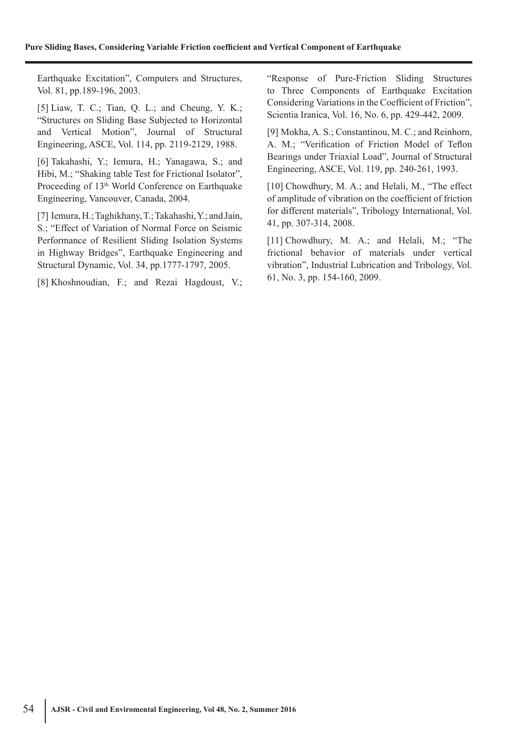Earthquake Excitation", Computers and Structures, Vol. 81, pp.189-196, 2003.

[5] Liaw, T. C.; Tian, Q. L.; and Cheung, Y. K.; "Structures on Sliding Base Subjected to Horizontal and Vertical Motion", Journal of Structural Engineering, ASCE, Vol. 114, pp. 2119-2129, 1988.

[6] Takahashi, Y.; Iemura, H.; Yanagawa, S.; and Hibi, M.; "Shaking table Test for Frictional Isolator", Proceeding of 13th World Conference on Earthquake Engineering, Vancouver, Canada, 2004.

[7] Iemura, H.; Taghikhany, T.; Takahashi, Y.; and Jain, S.; "Effect of Variation of Normal Force on Seismic Performance of Resilient Sliding Isolation Systems in Highway Bridges", Earthquake Engineering and Structural Dynamic, Vol. 34, pp.1777-1797, 2005.

[8] Khoshnoudian, F.; and Rezai Hagdoust, V.; "Response of Pure-Friction Sliding Structures to Three Components of Earthquake Excitation Considering Variations in the Coefficient of Friction", Scientia Iranica, Vol. 16, No. 6, pp. 429-442, 2009.

[9] Mokha, A. S.; Constantinou, M. C.; and Reinhorn, A. M.; "Verification of Friction Model of Teflon Bearings under Triaxial Load", Journal of Structural Engineering, ASCE, Vol. 119, pp. 240-261, 1993.

[10] Chowdhury, M. A.; and Helali, M., "The effect of amplitude of vibration on the coefficient of friction for different materials", Tribology International, Vol. 41, pp. 307-314, 2008.

[11] Chowdhury, M. A.; and Helali, M.; "The frictional behavior of materials under vertical vibration", Industrial Lubrication and Tribology, Vol. 61, No. 3, pp. 154-160, 2009.